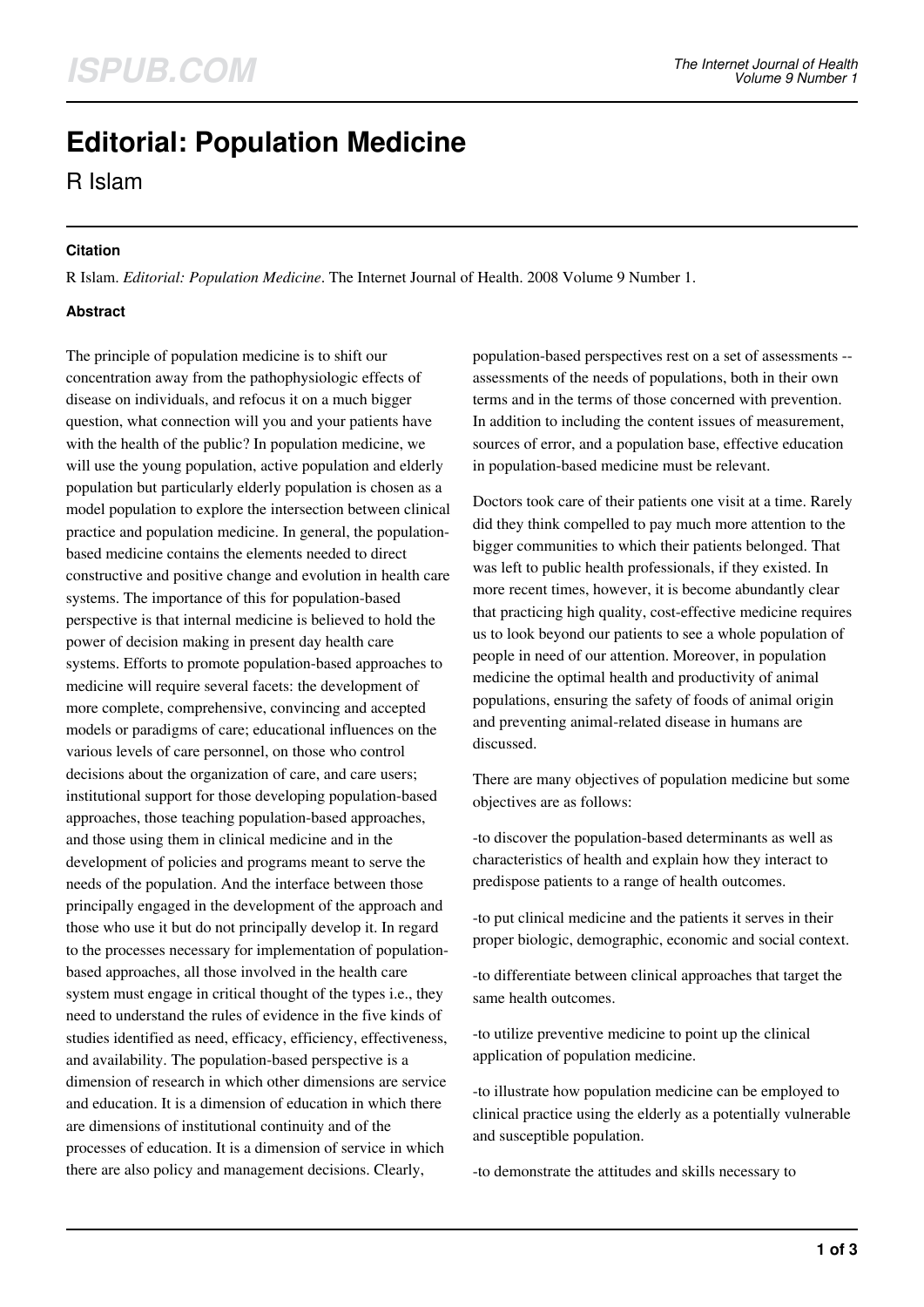# Editorial: Population Medicine

R Islam

### Citation

R Islam. *Editorial: Population Medicine*. The Internet Journal of Health. 2008 Volume 9 Number 1.

### Abstract

The principle of population medicine is to shift our concentration away from the pathophysiologic effects of disease on individuals, and refocus it on a much bigger question, what connection will you and your patients have with the health of the public? In population medicine, we will use the young population, active population and elderly population but particularly elderly population is chosen as a model population to explore the intersection between clinical practice and population medicine. In general, the population-based medicine contains the elements needed to direct constructive and positive change and evolution in health care systems. The importance of this for population-based perspective is that internal medicine is believed to hold the power of decision making in present day health care systems. Efforts to promote population-based approaches to medicine will require several facets: the development of more complete, comprehensive, convincing and accepted models or paradigms of care; educational influences on the various levels of care personnel, on those who control decisions about the organization of care, and care users; institutional support for those developing population-based approaches, those teaching population-based approaches, and those using them in clinical medicine and in the development of policies and programs meant to serve the needs of the population. And the interface between those principally engaged in the development of the approach and those who use it but do not principally develop it. In regard to the processes necessary for implementation of population-based approaches, all those involved in the health care system must engage in critical thought of the types i.e., they need to understand the rules of evidence in the five kinds of studies identified as need, efficacy, efficiency, effectiveness, and availability. The population-based perspective is a dimension of research in which other dimensions are service and education. It is a dimension of education in which there are dimensions of institutional continuity and of the processes of education. It is a dimension of service in which there are also policy and management decisions. Clearly, population-based perspectives rest on a set of assessments -- assessments of the needs of populations, both in their own terms and in the terms of those concerned with prevention. In addition to including the content issues of measurement, sources of error, and a population base, effective education in population-based medicine must be relevant.

Doctors took care of their patients one visit at a time. Rarely did they think compelled to pay much more attention to the bigger communities to which their patients belonged. That was left to public health professionals, if they existed. In more recent times, however, it is become abundantly clear that practicing high quality, cost-effective medicine requires us to look beyond our patients to see a whole population of people in need of our attention. Moreover, in population medicine the optimal health and productivity of animal populations, ensuring the safety of foods of animal origin and preventing animal-related disease in humans are discussed.

There are many objectives of population medicine but some objectives are as follows:

-to discover the population-based determinants as well as characteristics of health and explain how they interact to predispose patients to a range of health outcomes.

-to put clinical medicine and the patients it serves in their proper biologic, demographic, economic and social context.

-to differentiate between clinical approaches that target the same health outcomes.

-to utilize preventive medicine to point up the clinical application of population medicine.

-to illustrate how population medicine can be employed to clinical practice using the elderly as a potentially vulnerable and susceptible population.

-to demonstrate the attitudes and skills necessary to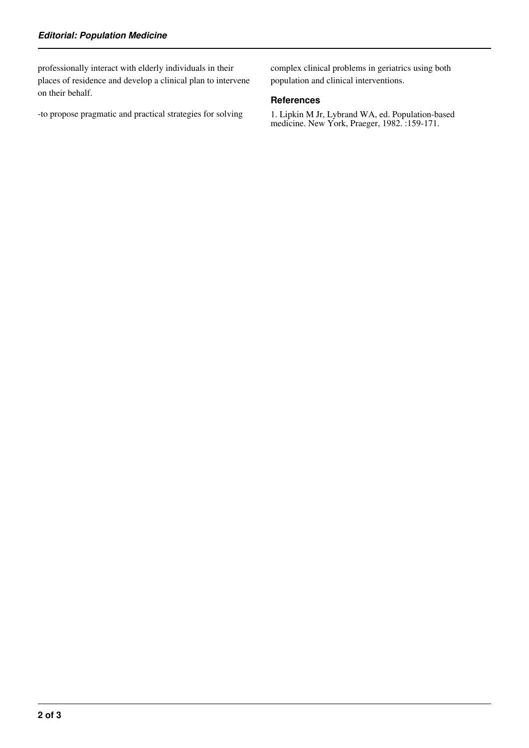professionally interact with elderly individuals in their places of residence and develop a clinical plan to intervene on their behalf.

-to propose pragmatic and practical strategies for solving complex clinical problems in geriatrics using both population and clinical interventions.

## References

1. Lipkin M Jr, Lybrand WA, ed. Population-based medicine. New York, Praeger, 1982. :159-171.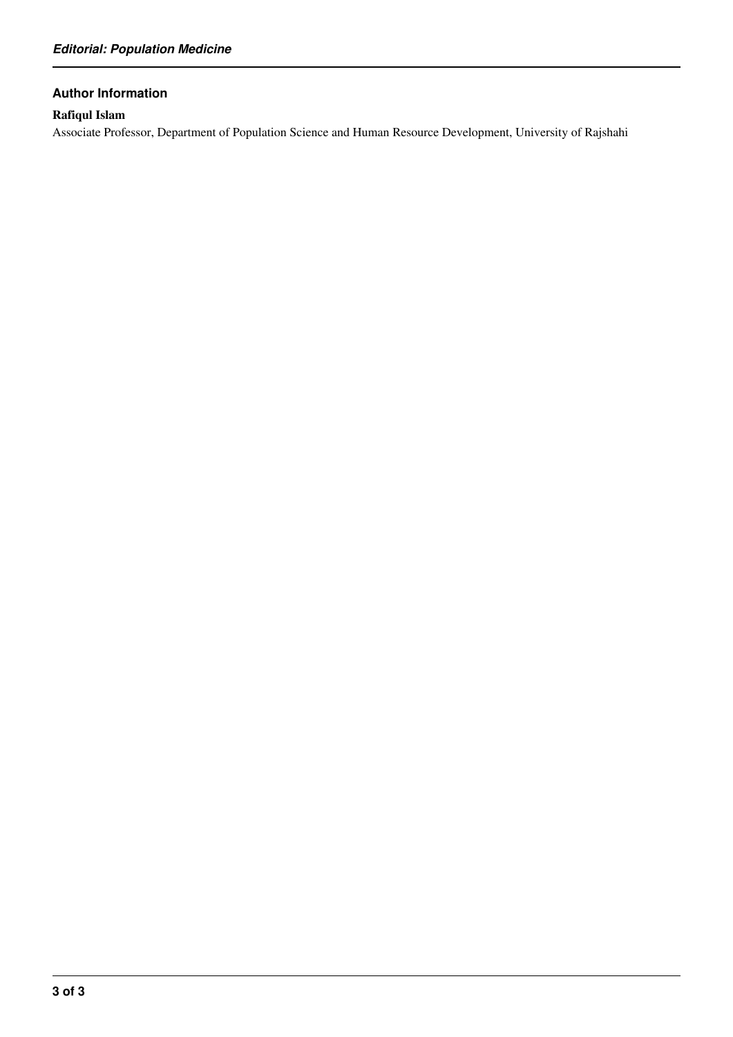## Author Information

**Rafiqul Islam**

Associate Professor, Department of Population Science and Human Resource Development, University of Rajshahi